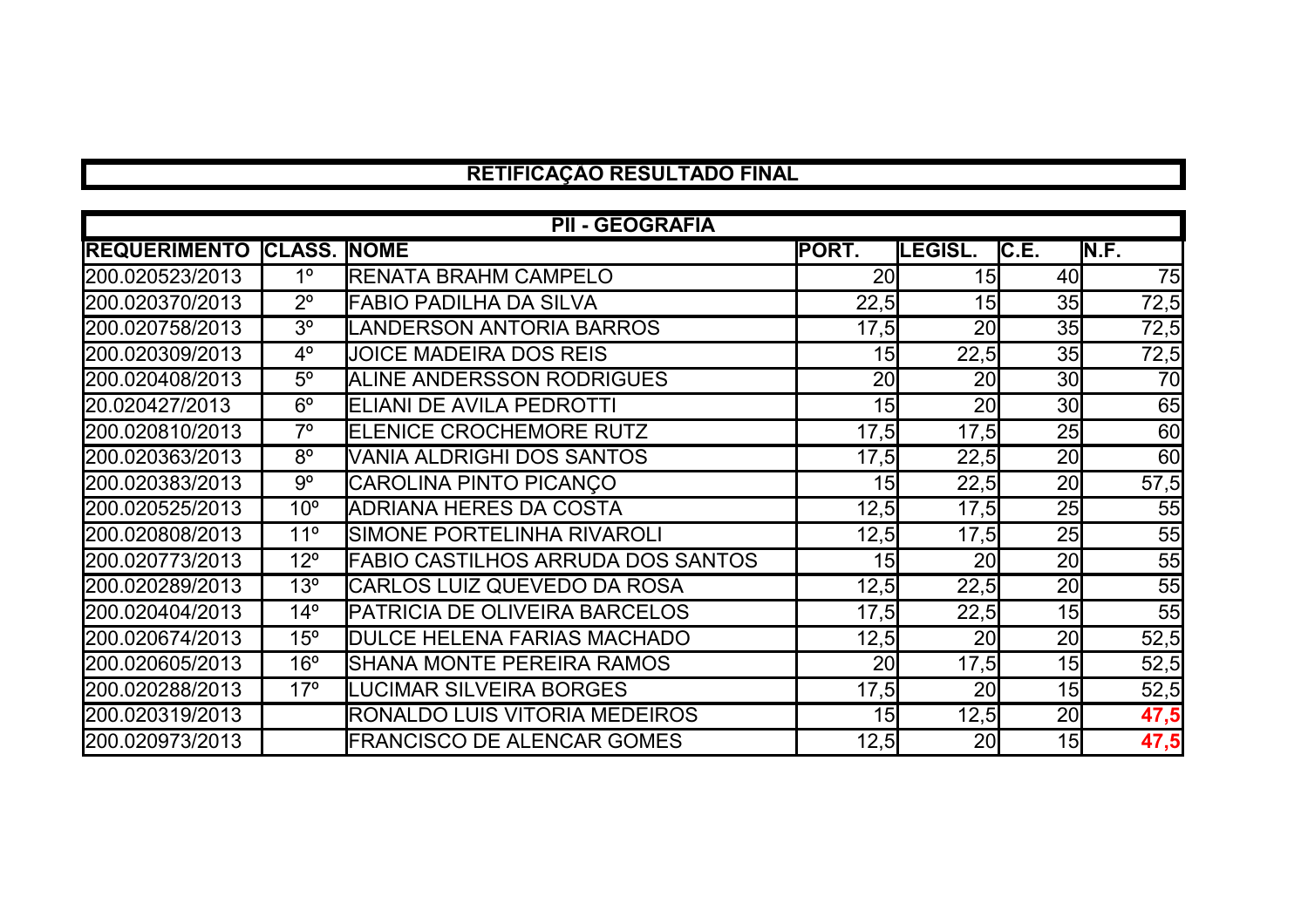# RETIFICAÇÃO RESULTADO FINAL

| PII - GEOGRAFIA | | | | | | |
|---|---|---|---|---|---|---|
| REQUERIMENTO | CLASS. | NOME | PORT. | LEGISL. | C.E. | N.F. |
| 200.020523/2013 | 1º | RENATA BRAHM CAMPELO | 20 | 15 | 40 | 75 |
| 200.020370/2013 | 2º | FABIO PADILHA DA SILVA | 22,5 | 15 | 35 | 72,5 |
| 200.020758/2013 | 3º | LANDERSON ANTORIA BARROS | 17,5 | 20 | 35 | 72,5 |
| 200.020309/2013 | 4º | JOICE MADEIRA DOS REIS | 15 | 22,5 | 35 | 72,5 |
| 200.020408/2013 | 5º | ALINE ANDERSSON RODRIGUES | 20 | 20 | 30 | 70 |
| 20.020427/2013 | 6º | ELIANI DE AVILA PEDROTTI | 15 | 20 | 30 | 65 |
| 200.020810/2013 | 7º | ELENICE CROCHEMORE RUTZ | 17,5 | 17,5 | 25 | 60 |
| 200.020363/2013 | 8º | VANIA ALDRIGHI DOS SANTOS | 17,5 | 22,5 | 20 | 60 |
| 200.020383/2013 | 9º | CAROLINA PINTO PICANÇO | 15 | 22,5 | 20 | 57,5 |
| 200.020525/2013 | 10º | ADRIANA HERES DA COSTA | 12,5 | 17,5 | 25 | 55 |
| 200.020808/2013 | 11º | SIMONE PORTELINHA RIVAROLI | 12,5 | 17,5 | 25 | 55 |
| 200.020773/2013 | 12º | FABIO CASTILHOS ARRUDA DOS SANTOS | 15 | 20 | 20 | 55 |
| 200.020289/2013 | 13º | CARLOS LUIZ QUEVEDO DA ROSA | 12,5 | 22,5 | 20 | 55 |
| 200.020404/2013 | 14º | PATRICIA DE OLIVEIRA BARCELOS | 17,5 | 22,5 | 15 | 55 |
| 200.020674/2013 | 15º | DULCE HELENA FARIAS MACHADO | 12,5 | 20 | 20 | 52,5 |
| 200.020605/2013 | 16º | SHANA MONTE PEREIRA RAMOS | 20 | 17,5 | 15 | 52,5 |
| 200.020288/2013 | 17º | LUCIMAR SILVEIRA BORGES | 17,5 | 20 | 15 | 52,5 |
| 200.020319/2013 | | RONALDO LUIS VITORIA MEDEIROS | 15 | 12,5 | 20 | **47,5** |
| 200.020973/2013 | | FRANCISCO DE ALENCAR GOMES | 12,5 | 20 | 15 | **47,5** |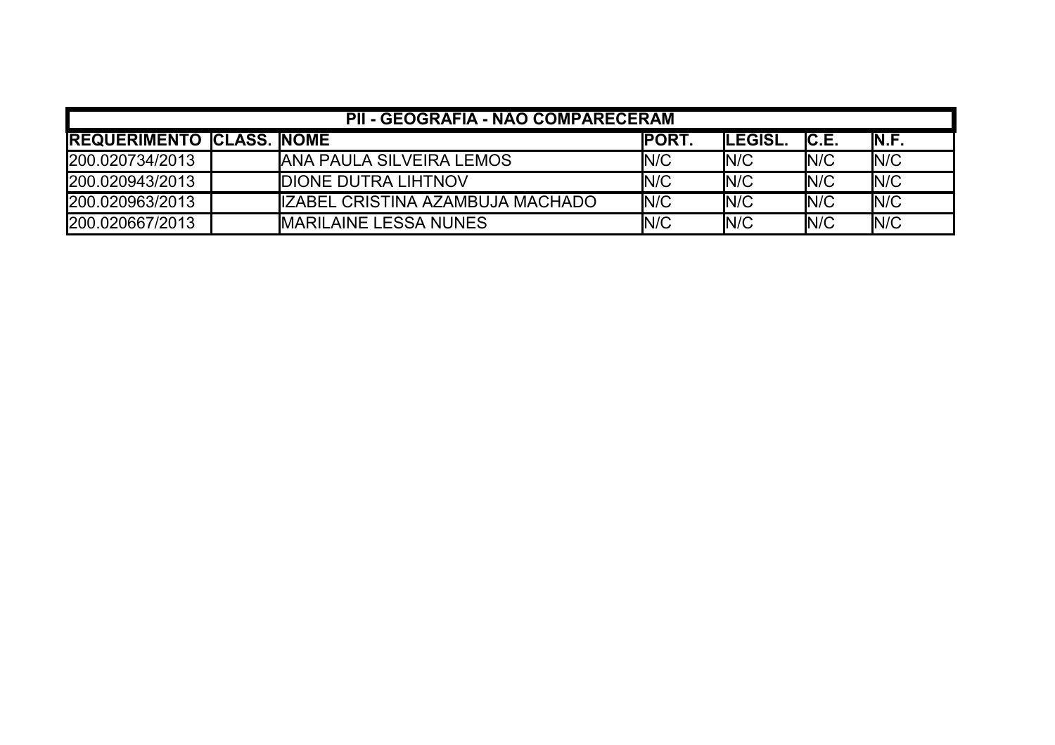| PII - GEOGRAFIA - NÃO COMPARECERAM | | | | | | |
|---|---|---|---|---|---|---|
| **REQUERIMENTO** | **CLASS.** | **NOME** | **PORT.** | **LEGISL.** | **C.E.** | **N.F.** |
| 200.020734/2013 | | ANA PAULA SILVEIRA LEMOS | N/C | N/C | N/C | N/C |
| 200.020943/2013 | | DIONE DUTRA LIHTNOV | N/C | N/C | N/C | N/C |
| 200.020963/2013 | | IZABEL CRISTINA AZAMBUJA MACHADO | N/C | N/C | N/C | N/C |
| 200.020667/2013 | | MARILAINE LESSA NUNES | N/C | N/C | N/C | N/C |